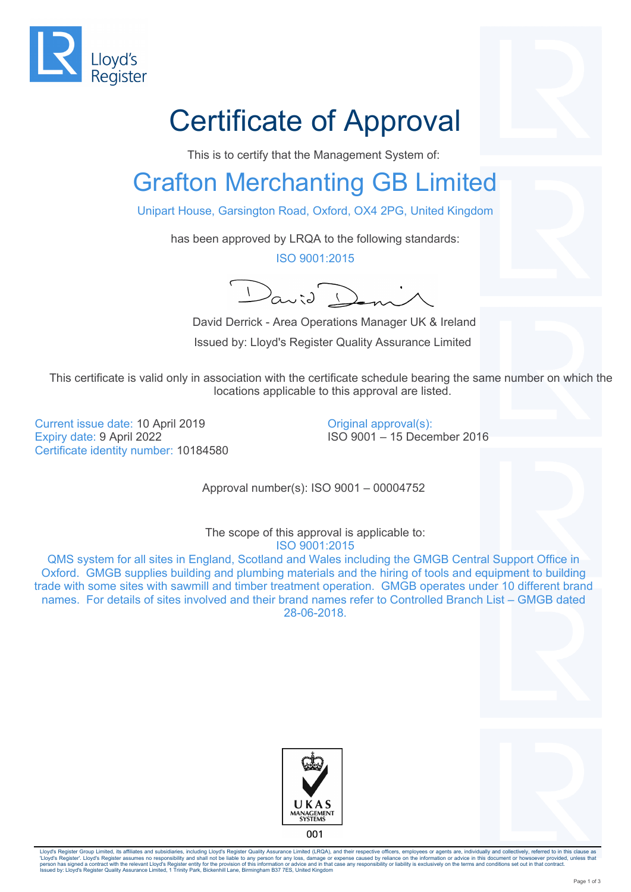Lloyd's Register

# Certificate of Approval

This is to certify that the Management System of:

## Grafton Merchanting GB Limited

Unipart House, Garsington Road, Oxford, OX4 2PG, United Kingdom

has been approved by LRQA to the following standards:

ISO 9001:2015

David Derrick - Area Operations Manager UK & Ireland

Issued by: Lloyd's Register Quality Assurance Limited

This certificate is valid only in association with the certificate schedule bearing the same number on which the locations applicable to this approval are listed.

Current issue date: 10 April 2019
Expiry date: 9 April 2022
Certificate identity number: 10184580

Original approval(s):
ISO 9001 – 15 December 2016

Approval number(s): ISO 9001 – 00004752

The scope of this approval is applicable to:
ISO 9001:2015
QMS system for all sites in England, Scotland and Wales including the GMGB Central Support Office in Oxford. GMGB supplies building and plumbing materials and the hiring of tools and equipment to building trade with some sites with sawmill and timber treatment operation. GMGB operates under 10 different brand names. For details of sites involved and their brand names refer to Controlled Branch List – GMGB dated 28-06-2018.

UKAS MANAGEMENT SYSTEMS
001

Lloyd's Register Group Limited, its affiliates and subsidiaries, including Lloyd's Register Quality Assurance Limited (LRQA), and their respective officers, employees or agents are, individually and collectively, referred to in this clause as 'Lloyd's Register'. Lloyd's Register assumes no responsibility and shall not be liable to any person for any loss, damage or expense caused by reliance on the information or advice in this document or howsoever provided, unless that person has signed a contract with the relevant Lloyd's Register entity for the provision of this information or advice and in that case any responsibility or liability is exclusively on the terms and conditions set out in that contract.
Issued by: Lloyd's Register Quality Assurance Limited, 1 Trinity Park, Bickenhill Lane, Birmingham B37 7ES, United Kingdom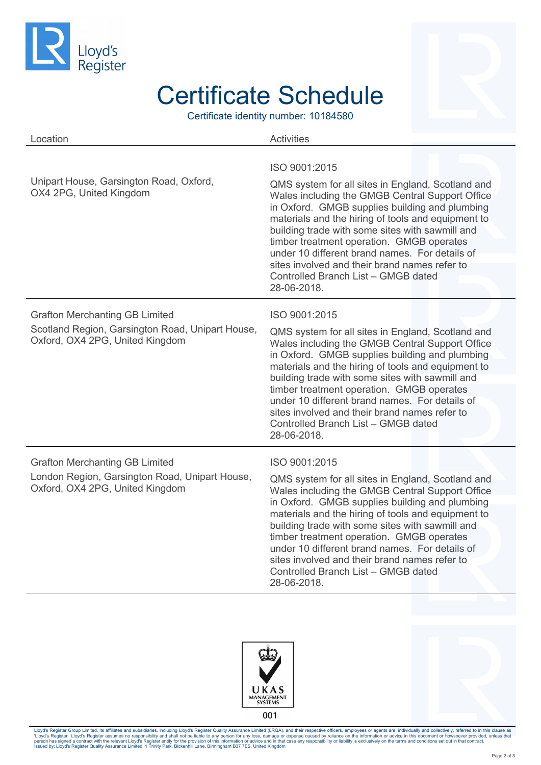# Certificate Schedule

Certificate identity number: 10184580

| Location | Activities |
|---|---|
| Unipart House, Garsington Road, Oxford, OX4 2PG, United Kingdom | ISO 9001:2015<br><br>QMS system for all sites in England, Scotland and Wales including the GMGB Central Support Office in Oxford. GMGB supplies building and plumbing materials and the hiring of tools and equipment to building trade with some sites with sawmill and timber treatment operation. GMGB operates under 10 different brand names. For details of sites involved and their brand names refer to Controlled Branch List – GMGB dated 28-06-2018. |
| Grafton Merchanting GB Limited<br><br>Scotland Region, Garsington Road, Unipart House, Oxford, OX4 2PG, United Kingdom | ISO 9001:2015<br><br>QMS system for all sites in England, Scotland and Wales including the GMGB Central Support Office in Oxford. GMGB supplies building and plumbing materials and the hiring of tools and equipment to building trade with some sites with sawmill and timber treatment operation. GMGB operates under 10 different brand names. For details of sites involved and their brand names refer to Controlled Branch List – GMGB dated 28-06-2018. |
| Grafton Merchanting GB Limited<br><br>London Region, Garsington Road, Unipart House, Oxford, OX4 2PG, United Kingdom | ISO 9001:2015<br><br>QMS system for all sites in England, Scotland and Wales including the GMGB Central Support Office in Oxford. GMGB supplies building and plumbing materials and the hiring of tools and equipment to building trade with some sites with sawmill and timber treatment operation. GMGB operates under 10 different brand names. For details of sites involved and their brand names refer to Controlled Branch List – GMGB dated 28-06-2018. |

UKAS MANAGEMENT SYSTEMS 001

Lloyd's Register Group Limited, its affiliates and subsidiaries, including Lloyd's Register Quality Assurance Limited (LRQA), and their respective officers, employees or agents are, individually and collectively, referred to in this clause as 'Lloyd's Register'. Lloyd's Register assumes no responsibility and shall not be liable to any person for any loss, damage or expense caused by reliance on the information or advice in this document or howsoever provided, unless that person has signed a contract with the relevant Lloyd's Register entity for the provision of this information or advice and in that case any responsibility or liability is exclusively on the terms and conditions set out in that contract.
Issued by: Lloyd's Register Quality Assurance Limited, 1 Trinity Park, Bickenhill Lane, Birmingham B37 7ES, United Kingdom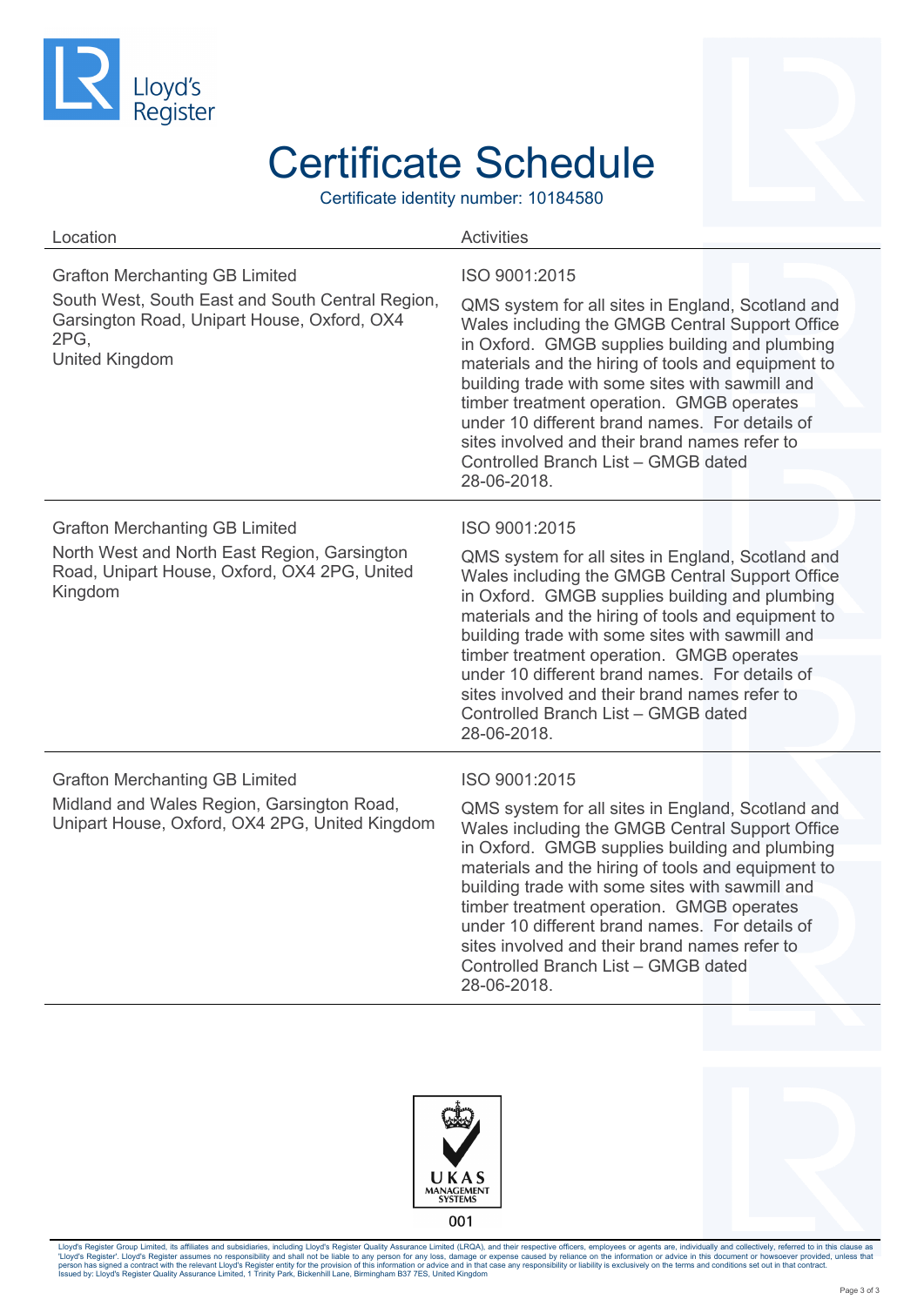Lloyd's Register

# Certificate Schedule

Certificate identity number: 10184580

| Location | Activities |
|---|---|
| **Grafton Merchanting GB Limited**<br>South West, South East and South Central Region, Garsington Road, Unipart House, Oxford, OX4 2PG, United Kingdom | ISO 9001:2015<br>QMS system for all sites in England, Scotland and Wales including the GMGB Central Support Office in Oxford. GMGB supplies building and plumbing materials and the hiring of tools and equipment to building trade with some sites with sawmill and timber treatment operation. GMGB operates under 10 different brand names. For details of sites involved and their brand names refer to Controlled Branch List – GMGB dated 28-06-2018. |
| **Grafton Merchanting GB Limited**<br>North West and North East Region, Garsington Road, Unipart House, Oxford, OX4 2PG, United Kingdom | ISO 9001:2015<br>QMS system for all sites in England, Scotland and Wales including the GMGB Central Support Office in Oxford. GMGB supplies building and plumbing materials and the hiring of tools and equipment to building trade with some sites with sawmill and timber treatment operation. GMGB operates under 10 different brand names. For details of sites involved and their brand names refer to Controlled Branch List – GMGB dated 28-06-2018. |
| **Grafton Merchanting GB Limited**<br>Midland and Wales Region, Garsington Road, Unipart House, Oxford, OX4 2PG, United Kingdom | ISO 9001:2015<br>QMS system for all sites in England, Scotland and Wales including the GMGB Central Support Office in Oxford. GMGB supplies building and plumbing materials and the hiring of tools and equipment to building trade with some sites with sawmill and timber treatment operation. GMGB operates under 10 different brand names. For details of sites involved and their brand names refer to Controlled Branch List – GMGB dated 28-06-2018. |

UKAS MANAGEMENT SYSTEMS

001

Lloyd's Register Group Limited, its affiliates and subsidiaries, including Lloyd's Register Quality Assurance Limited (LRQA), and their respective officers, employees or agents are, individually and collectively, referred to in this clause as 'Lloyd's Register'. Lloyd's Register assumes no responsibility and shall not be liable to any person for any loss, damage or expense caused by reliance on the information or advice in this document or howsoever provided, unless that person has signed a contract with the relevant Lloyd's Register entity for the provision of this information or advice and in that case any responsibility or liability is exclusively on the terms and conditions set out in that contract.
Issued by: Lloyd's Register Quality Assurance Limited, 1 Trinity Park, Bickenhill Lane, Birmingham B37 7ES, United Kingdom